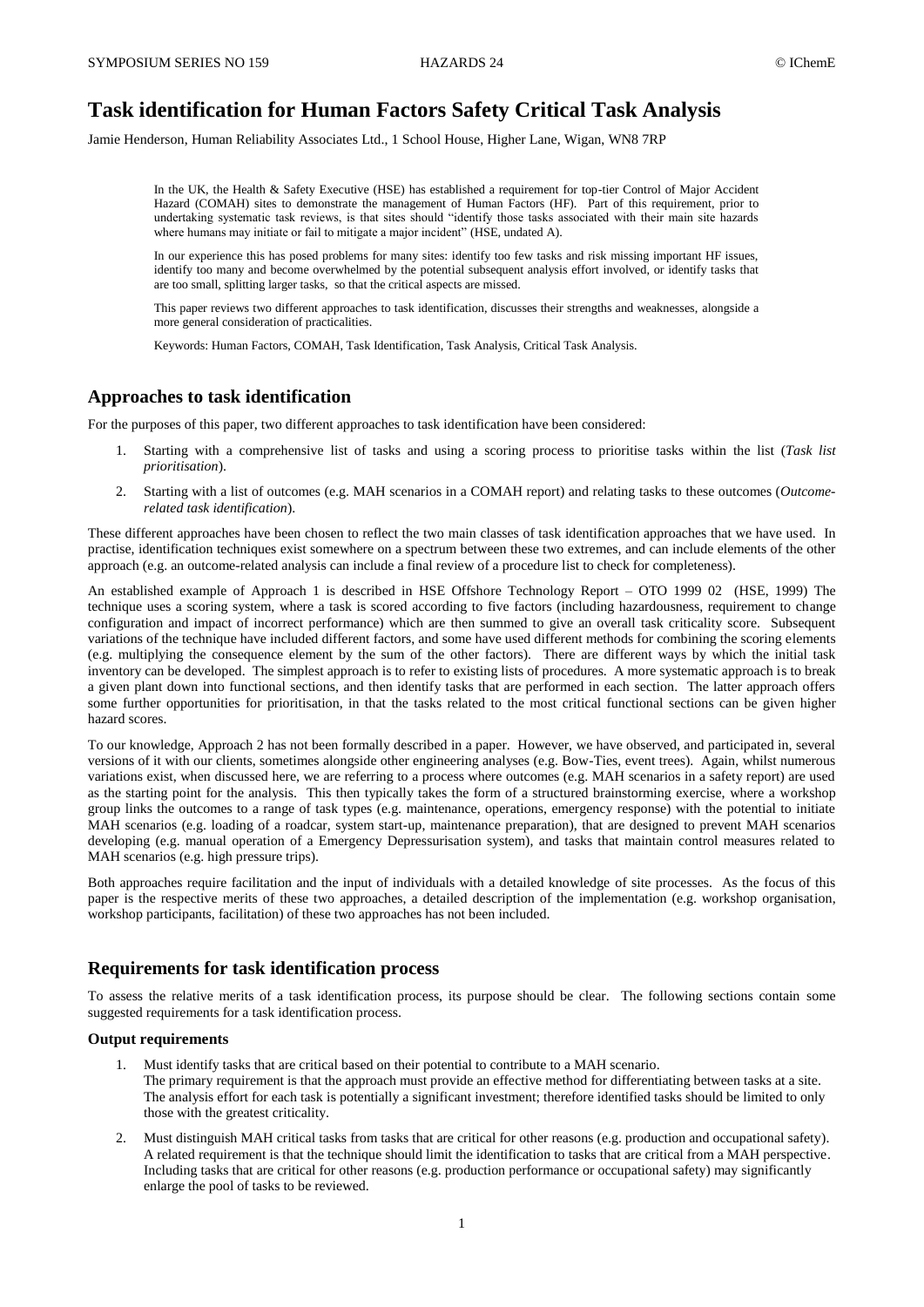# Task identification for Human Factors Safety Critical Task Analysis

Jamie Henderson, Human Reliability Associates Ltd., 1 School House, Higher Lane, Wigan, WN8 7RP

> In the UK, the Health & Safety Executive (HSE) has established a requirement for top-tier Control of Major Accident Hazard (COMAH) sites to demonstrate the management of Human Factors (HF). Part of this requirement, prior to undertaking systematic task reviews, is that sites should "identify those tasks associated with their main site hazards where humans may initiate or fail to mitigate a major incident" (HSE, undated A).
>
> In our experience this has posed problems for many sites: identify too few tasks and risk missing important HF issues, identify too many and become overwhelmed by the potential subsequent analysis effort involved, or identify tasks that are too small, splitting larger tasks, so that the critical aspects are missed.
>
> This paper reviews two different approaches to task identification, discusses their strengths and weaknesses, alongside a more general consideration of practicalities.
>
> Keywords: Human Factors, COMAH, Task Identification, Task Analysis, Critical Task Analysis.

## Approaches to task identification

For the purposes of this paper, two different approaches to task identification have been considered:

1. Starting with a comprehensive list of tasks and using a scoring process to prioritise tasks within the list (*Task list prioritisation*).
2. Starting with a list of outcomes (e.g. MAH scenarios in a COMAH report) and relating tasks to these outcomes (*Outcome-related task identification*).

These different approaches have been chosen to reflect the two main classes of task identification approaches that we have used. In practise, identification techniques exist somewhere on a spectrum between these two extremes, and can include elements of the other approach (e.g. an outcome-related analysis can include a final review of a procedure list to check for completeness).

An established example of Approach 1 is described in HSE Offshore Technology Report – OTO 1999 02 (HSE, 1999) The technique uses a scoring system, where a task is scored according to five factors (including hazardousness, requirement to change configuration and impact of incorrect performance) which are then summed to give an overall task criticality score. Subsequent variations of the technique have included different factors, and some have used different methods for combining the scoring elements (e.g. multiplying the consequence element by the sum of the other factors). There are different ways by which the initial task inventory can be developed. The simplest approach is to refer to existing lists of procedures. A more systematic approach is to break a given plant down into functional sections, and then identify tasks that are performed in each section. The latter approach offers some further opportunities for prioritisation, in that the tasks related to the most critical functional sections can be given higher hazard scores.

To our knowledge, Approach 2 has not been formally described in a paper. However, we have observed, and participated in, several versions of it with our clients, sometimes alongside other engineering analyses (e.g. Bow-Ties, event trees). Again, whilst numerous variations exist, when discussed here, we are referring to a process where outcomes (e.g. MAH scenarios in a safety report) are used as the starting point for the analysis. This then typically takes the form of a structured brainstorming exercise, where a workshop group links the outcomes to a range of task types (e.g. maintenance, operations, emergency response) with the potential to initiate MAH scenarios (e.g. loading of a roadcar, system start-up, maintenance preparation), that are designed to prevent MAH scenarios developing (e.g. manual operation of a Emergency Depressurisation system), and tasks that maintain control measures related to MAH scenarios (e.g. high pressure trips).

Both approaches require facilitation and the input of individuals with a detailed knowledge of site processes. As the focus of this paper is the respective merits of these two approaches, a detailed description of the implementation (e.g. workshop organisation, workshop participants, facilitation) of these two approaches has not been included.

## Requirements for task identification process

To assess the relative merits of a task identification process, its purpose should be clear. The following sections contain some suggested requirements for a task identification process.

### Output requirements

1. Must identify tasks that are critical based on their potential to contribute to a MAH scenario.
   The primary requirement is that the approach must provide an effective method for differentiating between tasks at a site. The analysis effort for each task is potentially a significant investment; therefore identified tasks should be limited to only those with the greatest criticality.
2. Must distinguish MAH critical tasks from tasks that are critical for other reasons (e.g. production and occupational safety).
   A related requirement is that the technique should limit the identification to tasks that are critical from a MAH perspective. Including tasks that are critical for other reasons (e.g. production performance or occupational safety) may significantly enlarge the pool of tasks to be reviewed.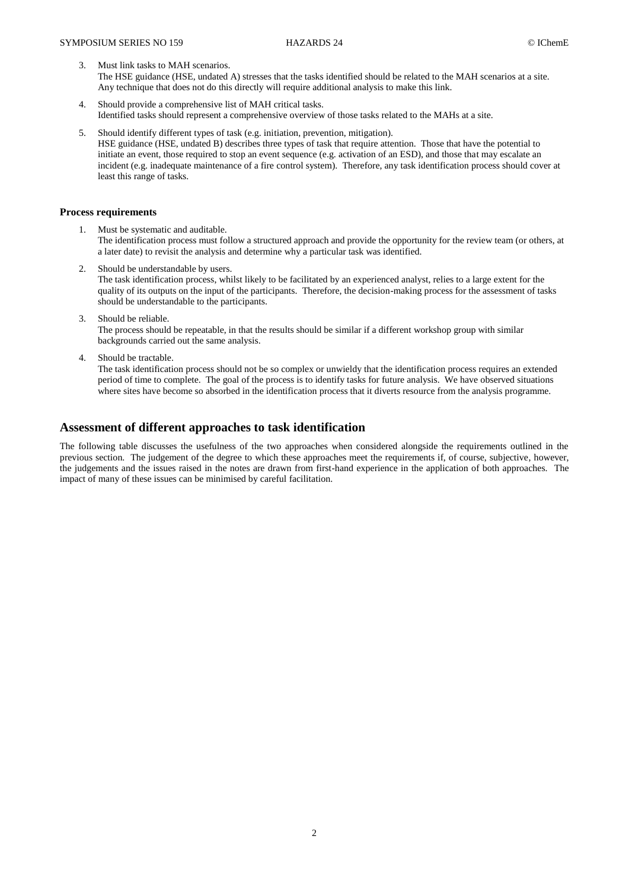3. Must link tasks to MAH scenarios.
   The HSE guidance (HSE, undated A) stresses that the tasks identified should be related to the MAH scenarios at a site. Any technique that does not do this directly will require additional analysis to make this link.

4. Should provide a comprehensive list of MAH critical tasks.
   Identified tasks should represent a comprehensive overview of those tasks related to the MAHs at a site.

5. Should identify different types of task (e.g. initiation, prevention, mitigation).
   HSE guidance (HSE, undated B) describes three types of task that require attention. Those that have the potential to initiate an event, those required to stop an event sequence (e.g. activation of an ESD), and those that may escalate an incident (e.g. inadequate maintenance of a fire control system). Therefore, any task identification process should cover at least this range of tasks.

**Process requirements**

1. Must be systematic and auditable.
   The identification process must follow a structured approach and provide the opportunity for the review team (or others, at a later date) to revisit the analysis and determine why a particular task was identified.

2. Should be understandable by users.
   The task identification process, whilst likely to be facilitated by an experienced analyst, relies to a large extent for the quality of its outputs on the input of the participants. Therefore, the decision-making process for the assessment of tasks should be understandable to the participants.

3. Should be reliable.
   The process should be repeatable, in that the results should be similar if a different workshop group with similar backgrounds carried out the same analysis.

4. Should be tractable.
   The task identification process should not be so complex or unwieldy that the identification process requires an extended period of time to complete. The goal of the process is to identify tasks for future analysis. We have observed situations where sites have become so absorbed in the identification process that it diverts resource from the analysis programme.

## Assessment of different approaches to task identification

The following table discusses the usefulness of the two approaches when considered alongside the requirements outlined in the previous section. The judgement of the degree to which these approaches meet the requirements if, of course, subjective, however, the judgements and the issues raised in the notes are drawn from first-hand experience in the application of both approaches. The impact of many of these issues can be minimised by careful facilitation.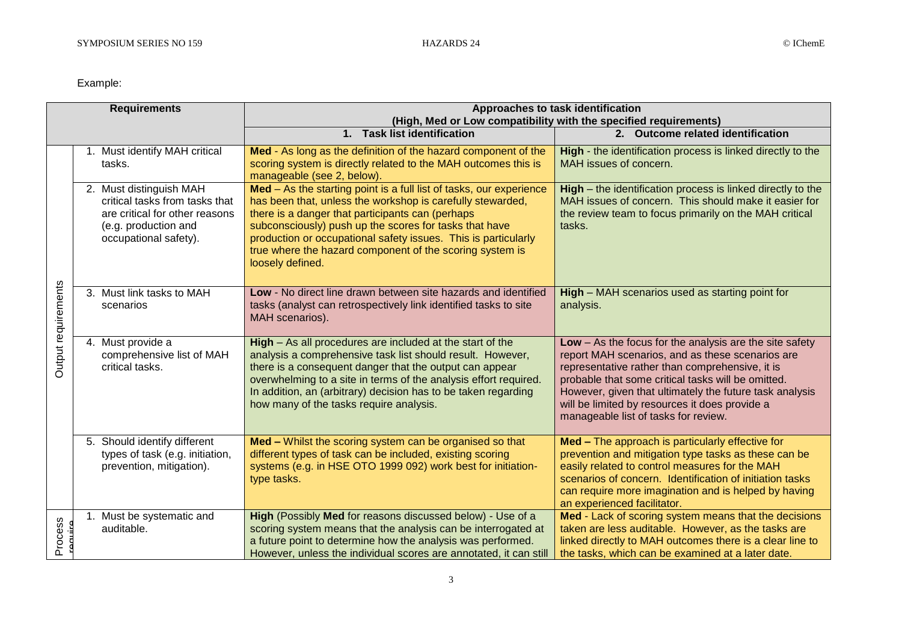Example:

| Requirements | | Approaches to task identification (High, Med or Low compatibility with the specified requirements) | |
|---|---|---|---|
| | | 1. Task list identification | 2. Outcome related identification |
| Output requirements | 1. Must identify MAH critical tasks. | **Med** - As long as the definition of the hazard component of the scoring system is directly related to the MAH outcomes this is manageable (see 2, below). | **High** - the identification process is linked directly to the MAH issues of concern. |
| | 2. Must distinguish MAH critical tasks from tasks that are critical for other reasons (e.g. production and occupational safety). | **Med** – As the starting point is a full list of tasks, our experience has been that, unless the workshop is carefully stewarded, there is a danger that participants can (perhaps subconsciously) push up the scores for tasks that have production or occupational safety issues. This is particularly true where the hazard component of the scoring system is loosely defined. | **High** – the identification process is linked directly to the MAH issues of concern. This should make it easier for the review team to focus primarily on the MAH critical tasks. |
| | 3. Must link tasks to MAH scenarios | **Low** - No direct line drawn between site hazards and identified tasks (analyst can retrospectively link identified tasks to site MAH scenarios). | **High** – MAH scenarios used as starting point for analysis. |
| | 4. Must provide a comprehensive list of MAH critical tasks. | **High** – As all procedures are included at the start of the analysis a comprehensive task list should result. However, there is a consequent danger that the output can appear overwhelming to a site in terms of the analysis effort required. In addition, an (arbitrary) decision has to be taken regarding how many of the tasks require analysis. | **Low** – As the focus for the analysis are the site safety report MAH scenarios, and as these scenarios are representative rather than comprehensive, it is probable that some critical tasks will be omitted. However, given that ultimately the future task analysis will be limited by resources it does provide a manageable list of tasks for review. |
| | 5. Should identify different types of task (e.g. initiation, prevention, mitigation). | **Med** – Whilst the scoring system can be organised so that different types of task can be included, existing scoring systems (e.g. in HSE OTO 1999 092) work best for initiation-type tasks. | **Med** – The approach is particularly effective for prevention and mitigation type tasks as these can be easily related to control measures for the MAH scenarios of concern. Identification of initiation tasks can require more imagination and is helped by having an experienced facilitator. |
| Process require | 1. Must be systematic and auditable. | **High** (Possibly **Med** for reasons discussed below) - Use of a scoring system means that the analysis can be interrogated at a future point to determine how the analysis was performed. However, unless the individual scores are annotated, it can still | **Med** - Lack of scoring system means that the decisions taken are less auditable. However, as the tasks are linked directly to MAH outcomes there is a clear line to the tasks, which can be examined at a later date. |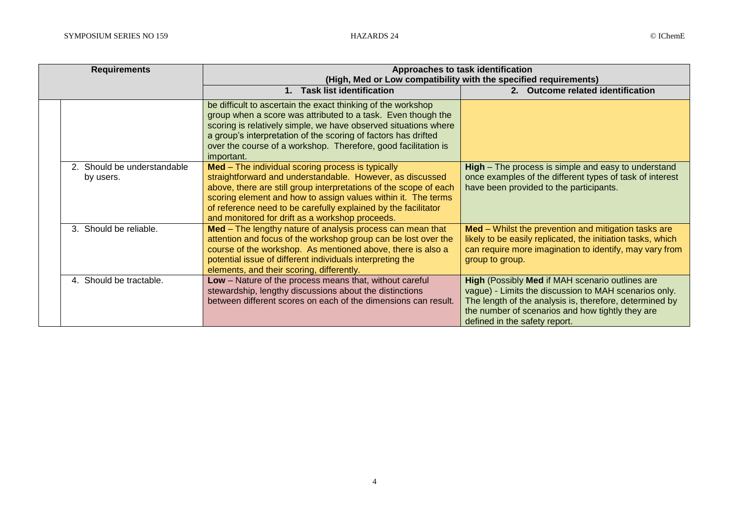| Requirements | Approaches to task identification (High, Med or Low compatibility with the specified requirements) | |
|---|---|---|
| | 1. Task list identification | 2. Outcome related identification |
| | be difficult to ascertain the exact thinking of the workshop group when a score was attributed to a task. Even though the scoring is relatively simple, we have observed situations where a group's interpretation of the scoring of factors has drifted over the course of a workshop. Therefore, good facilitation is important. | |
| 2. Should be understandable by users. | **Med** – The individual scoring process is typically straightforward and understandable. However, as discussed above, there are still group interpretations of the scope of each scoring element and how to assign values within it. The terms of reference need to be carefully explained by the facilitator and monitored for drift as a workshop proceeds. | **High** – The process is simple and easy to understand once examples of the different types of task of interest have been provided to the participants. |
| 3. Should be reliable. | **Med** – The lengthy nature of analysis process can mean that attention and focus of the workshop group can be lost over the course of the workshop. As mentioned above, there is also a potential issue of different individuals interpreting the elements, and their scoring, differently. | **Med** – Whilst the prevention and mitigation tasks are likely to be easily replicated, the initiation tasks, which can require more imagination to identify, may vary from group to group. |
| 4. Should be tractable. | **Low** – Nature of the process means that, without careful stewardship, lengthy discussions about the distinctions between different scores on each of the dimensions can result. | **High** (Possibly **Med** if MAH scenario outlines are vague) - Limits the discussion to MAH scenarios only. The length of the analysis is, therefore, determined by the number of scenarios and how tightly they are defined in the safety report. |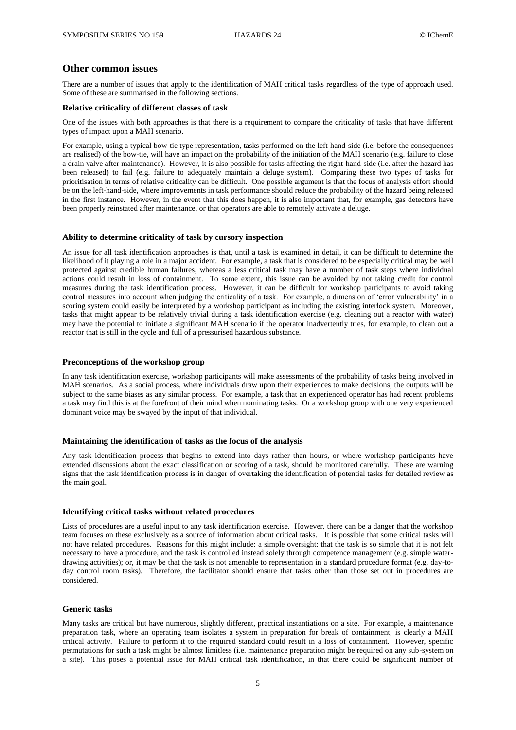## Other common issues

There are a number of issues that apply to the identification of MAH critical tasks regardless of the type of approach used. Some of these are summarised in the following sections.

### Relative criticality of different classes of task

One of the issues with both approaches is that there is a requirement to compare the criticality of tasks that have different types of impact upon a MAH scenario.

For example, using a typical bow-tie type representation, tasks performed on the left-hand-side (i.e. before the consequences are realised) of the bow-tie, will have an impact on the probability of the initiation of the MAH scenario (e.g. failure to close a drain valve after maintenance). However, it is also possible for tasks affecting the right-hand-side (i.e. after the hazard has been released) to fail (e.g. failure to adequately maintain a deluge system). Comparing these two types of tasks for prioritisation in terms of relative criticality can be difficult. One possible argument is that the focus of analysis effort should be on the left-hand-side, where improvements in task performance should reduce the probability of the hazard being released in the first instance. However, in the event that this does happen, it is also important that, for example, gas detectors have been properly reinstated after maintenance, or that operators are able to remotely activate a deluge.

### Ability to determine criticality of task by cursory inspection

An issue for all task identification approaches is that, until a task is examined in detail, it can be difficult to determine the likelihood of it playing a role in a major accident. For example, a task that is considered to be especially critical may be well protected against credible human failures, whereas a less critical task may have a number of task steps where individual actions could result in loss of containment. To some extent, this issue can be avoided by not taking credit for control measures during the task identification process. However, it can be difficult for workshop participants to avoid taking control measures into account when judging the criticality of a task. For example, a dimension of 'error vulnerability' in a scoring system could easily be interpreted by a workshop participant as including the existing interlock system. Moreover, tasks that might appear to be relatively trivial during a task identification exercise (e.g. cleaning out a reactor with water) may have the potential to initiate a significant MAH scenario if the operator inadvertently tries, for example, to clean out a reactor that is still in the cycle and full of a pressurised hazardous substance.

### Preconceptions of the workshop group

In any task identification exercise, workshop participants will make assessments of the probability of tasks being involved in MAH scenarios. As a social process, where individuals draw upon their experiences to make decisions, the outputs will be subject to the same biases as any similar process. For example, a task that an experienced operator has had recent problems a task may find this is at the forefront of their mind when nominating tasks. Or a workshop group with one very experienced dominant voice may be swayed by the input of that individual.

### Maintaining the identification of tasks as the focus of the analysis

Any task identification process that begins to extend into days rather than hours, or where workshop participants have extended discussions about the exact classification or scoring of a task, should be monitored carefully. These are warning signs that the task identification process is in danger of overtaking the identification of potential tasks for detailed review as the main goal.

### Identifying critical tasks without related procedures

Lists of procedures are a useful input to any task identification exercise. However, there can be a danger that the workshop team focuses on these exclusively as a source of information about critical tasks. It is possible that some critical tasks will not have related procedures. Reasons for this might include: a simple oversight; that the task is so simple that it is not felt necessary to have a procedure, and the task is controlled instead solely through competence management (e.g. simple water-drawing activities); or, it may be that the task is not amenable to representation in a standard procedure format (e.g. day-to-day control room tasks). Therefore, the facilitator should ensure that tasks other than those set out in procedures are considered.

### Generic tasks

Many tasks are critical but have numerous, slightly different, practical instantiations on a site. For example, a maintenance preparation task, where an operating team isolates a system in preparation for break of containment, is clearly a MAH critical activity. Failure to perform it to the required standard could result in a loss of containment. However, specific permutations for such a task might be almost limitless (i.e. maintenance preparation might be required on any sub-system on a site). This poses a potential issue for MAH critical task identification, in that there could be significant number of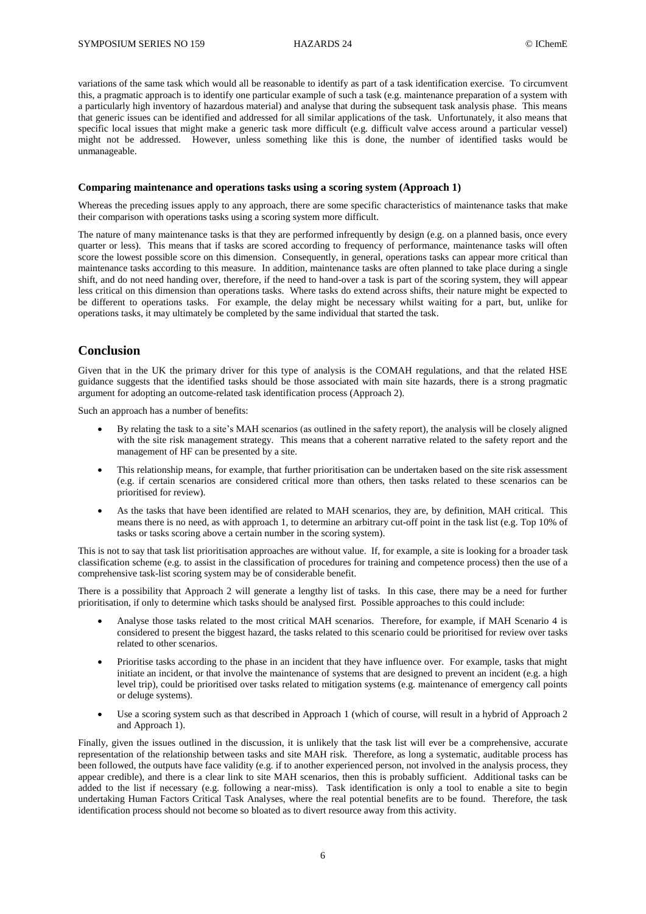variations of the same task which would all be reasonable to identify as part of a task identification exercise. To circumvent this, a pragmatic approach is to identify one particular example of such a task (e.g. maintenance preparation of a system with a particularly high inventory of hazardous material) and analyse that during the subsequent task analysis phase. This means that generic issues can be identified and addressed for all similar applications of the task. Unfortunately, it also means that specific local issues that might make a generic task more difficult (e.g. difficult valve access around a particular vessel) might not be addressed. However, unless something like this is done, the number of identified tasks would be unmanageable.

### Comparing maintenance and operations tasks using a scoring system (Approach 1)

Whereas the preceding issues apply to any approach, there are some specific characteristics of maintenance tasks that make their comparison with operations tasks using a scoring system more difficult.

The nature of many maintenance tasks is that they are performed infrequently by design (e.g. on a planned basis, once every quarter or less). This means that if tasks are scored according to frequency of performance, maintenance tasks will often score the lowest possible score on this dimension. Consequently, in general, operations tasks can appear more critical than maintenance tasks according to this measure. In addition, maintenance tasks are often planned to take place during a single shift, and do not need handing over, therefore, if the need to hand-over a task is part of the scoring system, they will appear less critical on this dimension than operations tasks. Where tasks do extend across shifts, their nature might be expected to be different to operations tasks. For example, the delay might be necessary whilst waiting for a part, but, unlike for operations tasks, it may ultimately be completed by the same individual that started the task.

## Conclusion

Given that in the UK the primary driver for this type of analysis is the COMAH regulations, and that the related HSE guidance suggests that the identified tasks should be those associated with main site hazards, there is a strong pragmatic argument for adopting an outcome-related task identification process (Approach 2).

Such an approach has a number of benefits:

- By relating the task to a site's MAH scenarios (as outlined in the safety report), the analysis will be closely aligned with the site risk management strategy. This means that a coherent narrative related to the safety report and the management of HF can be presented by a site.
- This relationship means, for example, that further prioritisation can be undertaken based on the site risk assessment (e.g. if certain scenarios are considered critical more than others, then tasks related to these scenarios can be prioritised for review).
- As the tasks that have been identified are related to MAH scenarios, they are, by definition, MAH critical. This means there is no need, as with approach 1, to determine an arbitrary cut-off point in the task list (e.g. Top 10% of tasks or tasks scoring above a certain number in the scoring system).

This is not to say that task list prioritisation approaches are without value. If, for example, a site is looking for a broader task classification scheme (e.g. to assist in the classification of procedures for training and competence process) then the use of a comprehensive task-list scoring system may be of considerable benefit.

There is a possibility that Approach 2 will generate a lengthy list of tasks. In this case, there may be a need for further prioritisation, if only to determine which tasks should be analysed first. Possible approaches to this could include:

- Analyse those tasks related to the most critical MAH scenarios. Therefore, for example, if MAH Scenario 4 is considered to present the biggest hazard, the tasks related to this scenario could be prioritised for review over tasks related to other scenarios.
- Prioritise tasks according to the phase in an incident that they have influence over. For example, tasks that might initiate an incident, or that involve the maintenance of systems that are designed to prevent an incident (e.g. a high level trip), could be prioritised over tasks related to mitigation systems (e.g. maintenance of emergency call points or deluge systems).
- Use a scoring system such as that described in Approach 1 (which of course, will result in a hybrid of Approach 2 and Approach 1).

Finally, given the issues outlined in the discussion, it is unlikely that the task list will ever be a comprehensive, accurate representation of the relationship between tasks and site MAH risk. Therefore, as long a systematic, auditable process has been followed, the outputs have face validity (e.g. if to another experienced person, not involved in the analysis process, they appear credible), and there is a clear link to site MAH scenarios, then this is probably sufficient. Additional tasks can be added to the list if necessary (e.g. following a near-miss). Task identification is only a tool to enable a site to begin undertaking Human Factors Critical Task Analyses, where the real potential benefits are to be found. Therefore, the task identification process should not become so bloated as to divert resource away from this activity.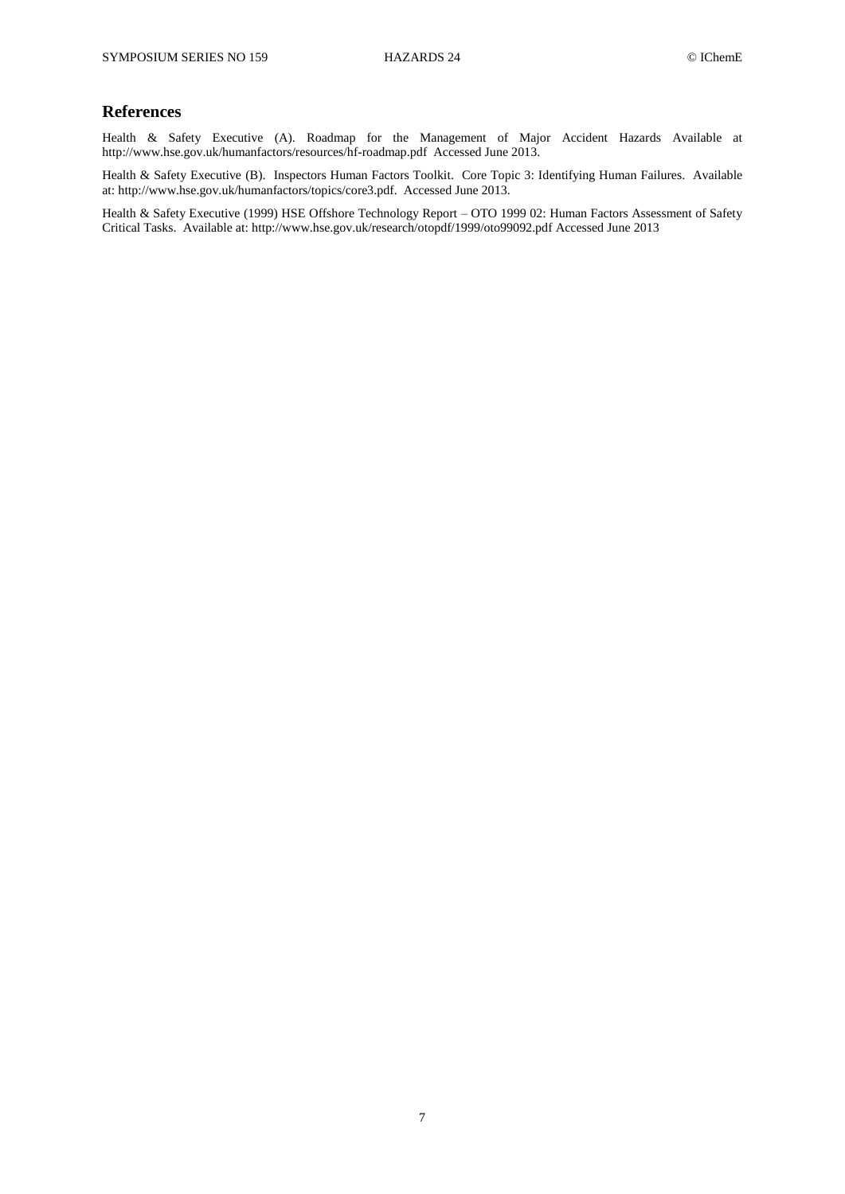## References

Health & Safety Executive (A). Roadmap for the Management of Major Accident Hazards Available at http://www.hse.gov.uk/humanfactors/resources/hf-roadmap.pdf Accessed June 2013.

Health & Safety Executive (B). Inspectors Human Factors Toolkit. Core Topic 3: Identifying Human Failures. Available at: http://www.hse.gov.uk/humanfactors/topics/core3.pdf. Accessed June 2013.

Health & Safety Executive (1999) HSE Offshore Technology Report – OTO 1999 02: Human Factors Assessment of Safety Critical Tasks. Available at: http://www.hse.gov.uk/research/otopdf/1999/oto99092.pdf Accessed June 2013